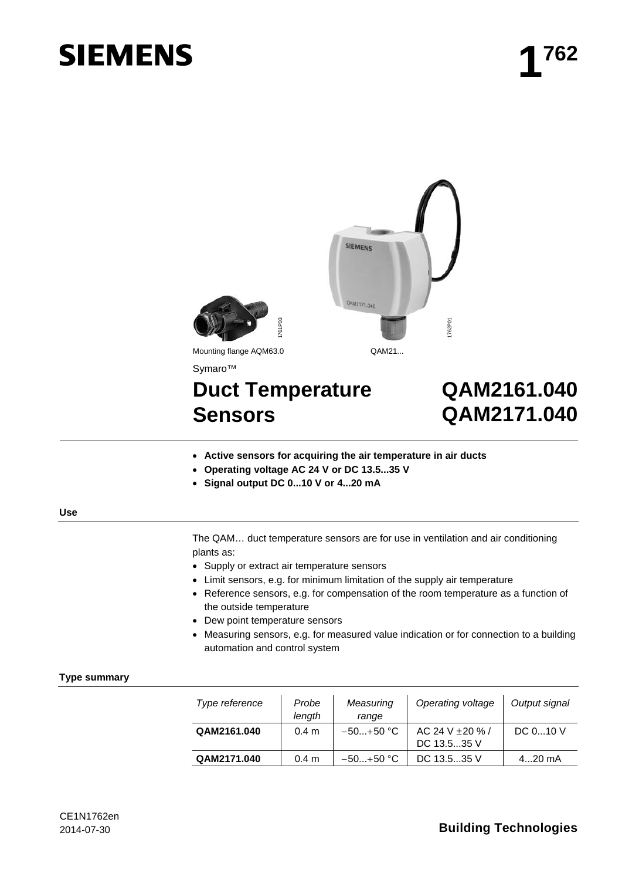# SIEMENS

# 1[762]

Mounting flange AQM63.0

QAM21...

Symaro™

# Duct Temperature Sensors

# QAM2161.040 QAM2171.040

- **Active sensors for acquiring the air temperature in air ducts**
- **Operating voltage AC 24 V or DC 13.5...35 V**
- **Signal output DC 0...10 V or 4...20 mA**

## Use

The QAM… duct temperature sensors are for use in ventilation and air conditioning plants as:

- Supply or extract air temperature sensors
- Limit sensors, e.g. for minimum limitation of the supply air temperature
- Reference sensors, e.g. for compensation of the room temperature as a function of the outside temperature
- Dew point temperature sensors
- Measuring sensors, e.g. for measured value indication or for connection to a building automation and control system

## Type summary

| *Type reference* | *Probe length* | *Measuring range* | *Operating voltage* | *Output signal* |
|---|---|---|---|---|
| **QAM2161.040** | 0.4 m | −50...+50 °C | AC 24 V ±20 % / DC 13.5...35 V | DC 0...10 V |
| **QAM2171.040** | 0.4 m | −50...+50 °C | DC 13.5...35 V | 4...20 mA |

CE1N1762en
2014-07-30

**Building Technologies**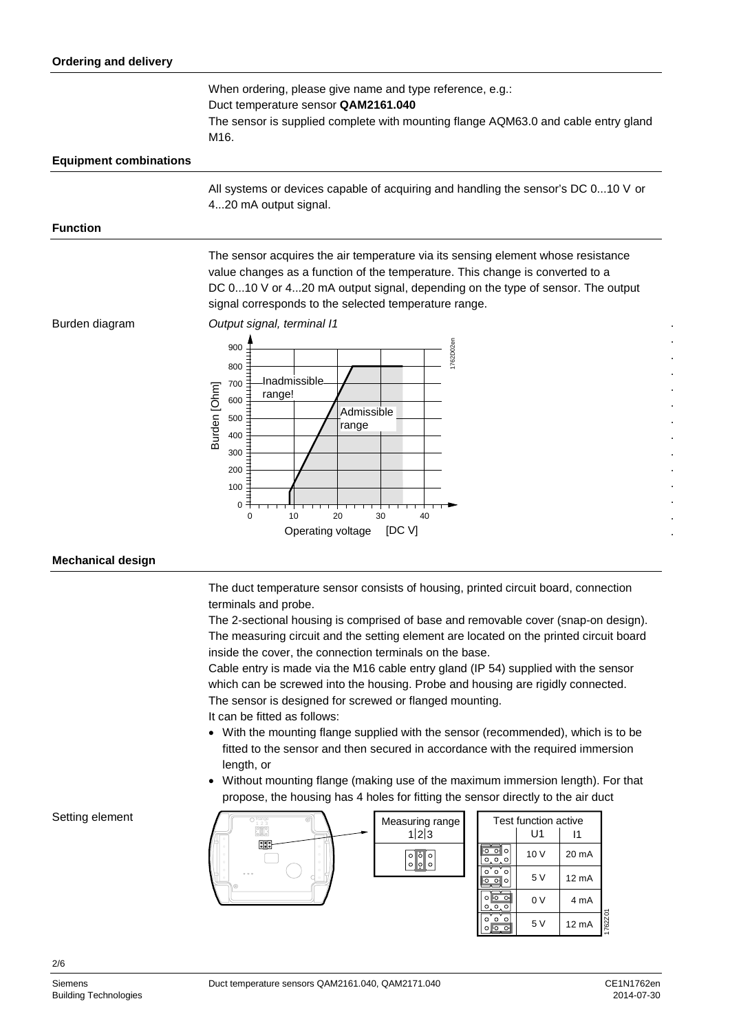## Ordering and delivery

When ordering, please give name and type reference, e.g.:
Duct temperature sensor **QAM2161.040**
The sensor is supplied complete with mounting flange AQM63.0 and cable entry gland M16.

## Equipment combinations

All systems or devices capable of acquiring and handling the sensor's DC 0...10 V or 4...20 mA output signal.

## Function

The sensor acquires the air temperature via its sensing element whose resistance value changes as a function of the temperature. This change is converted to a DC 0...10 V or 4...20 mA output signal, depending on the type of sensor. The output signal corresponds to the selected temperature range.

Burden diagram

*Output signal, terminal I1*

Burden [Ohm] (0–900) vs. Operating voltage [DC V] (0–40): Inadmissible range! / Admissible range

1762D02en

## Mechanical design

The duct temperature sensor consists of housing, printed circuit board, connection terminals and probe.
The 2-sectional housing is comprised of base and removable cover (snap-on design). The measuring circuit and the setting element are located on the printed circuit board inside the cover, the connection terminals on the base.
Cable entry is made via the M16 cable entry gland (IP 54) supplied with the sensor which can be screwed into the housing. Probe and housing are rigidly connected.
The sensor is designed for screwed or flanged mounting.
It can be fitted as follows:

- With the mounting flange supplied with the sensor (recommended), which is to be fitted to the sensor and then secured in accordance with the required immersion length, or
- Without mounting flange (making use of the maximum immersion length). For that propose, the housing has 4 holes for fitting the sensor directly to the air duct

Setting element

Measuring range 1|2|3

| Test function active | U1 | I1 |
|---|---|---|
| | 10 V | 20 mA |
| | 5 V | 12 mA |
| | 0 V | 4 mA |
| | 5 V | 12 mA |

1762Z01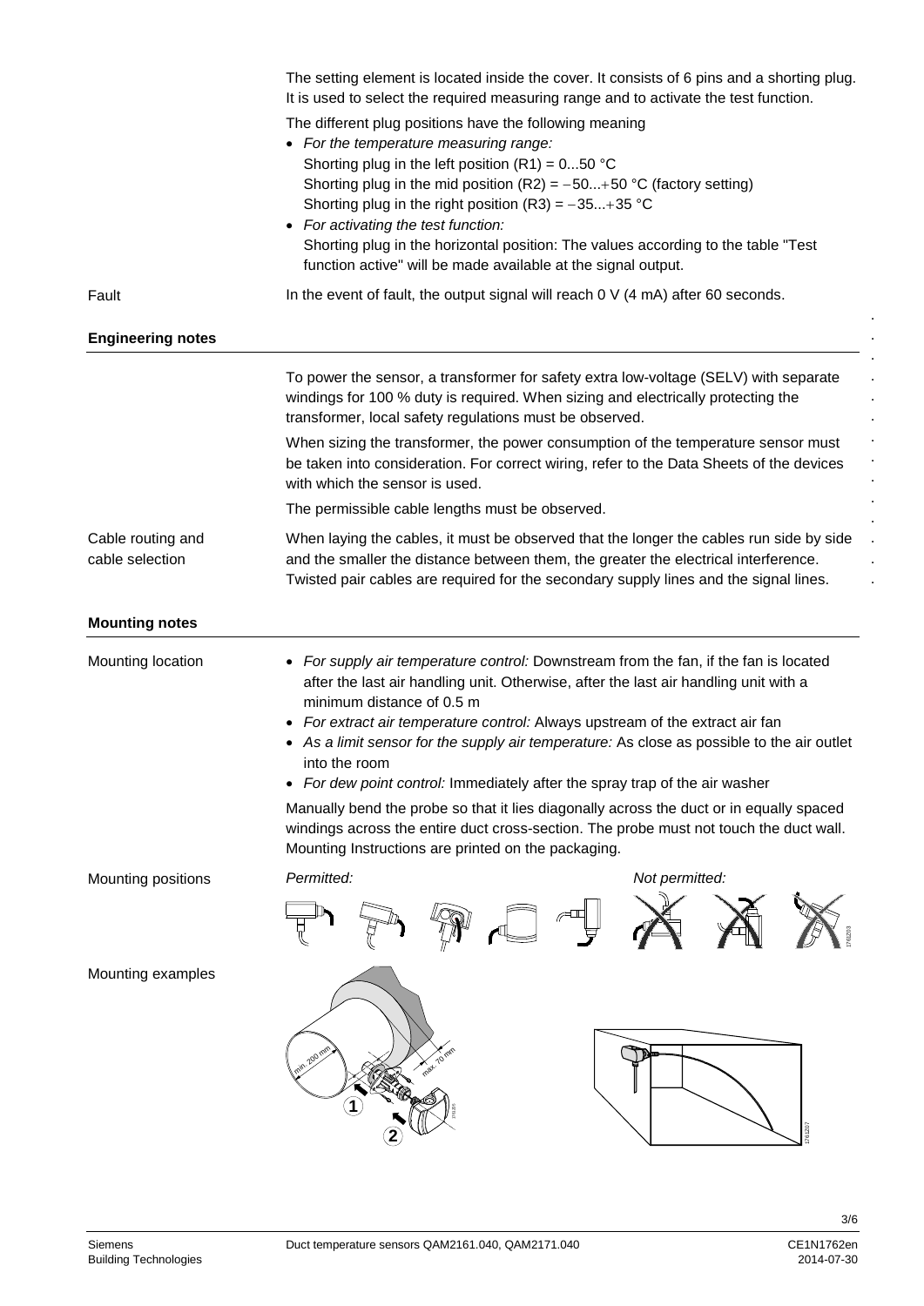The setting element is located inside the cover. It consists of 6 pins and a shorting plug. It is used to select the required measuring range and to activate the test function.

The different plug positions have the following meaning

- *For the temperature measuring range:*
  Shorting plug in the left position (R1) = 0...50 °C
  Shorting plug in the mid position (R2) = −50...+50 °C (factory setting)
  Shorting plug in the right position (R3) = −35...+35 °C
- *For activating the test function:*
  Shorting plug in the horizontal position: The values according to the table "Test function active" will be made available at the signal output.

Fault

In the event of fault, the output signal will reach 0 V (4 mA) after 60 seconds.

## Engineering notes

To power the sensor, a transformer for safety extra low-voltage (SELV) with separate windings for 100 % duty is required. When sizing and electrically protecting the transformer, local safety regulations must be observed.

When sizing the transformer, the power consumption of the temperature sensor must be taken into consideration. For correct wiring, refer to the Data Sheets of the devices with which the sensor is used.

The permissible cable lengths must be observed.

Cable routing and cable selection

When laying the cables, it must be observed that the longer the cables run side by side and the smaller the distance between them, the greater the electrical interference. Twisted pair cables are required for the secondary supply lines and the signal lines.

## Mounting notes

Mounting location

- *For supply air temperature control:* Downstream from the fan, if the fan is located after the last air handling unit. Otherwise, after the last air handling unit with a minimum distance of 0.5 m
- *For extract air temperature control:* Always upstream of the extract air fan
- *As a limit sensor for the supply air temperature:* As close as possible to the air outlet into the room
- *For dew point control:* Immediately after the spray trap of the air washer

Manually bend the probe so that it lies diagonally across the duct or in equally spaced windings across the entire duct cross-section. The probe must not touch the duct wall. Mounting Instructions are printed on the packaging.

Mounting positions

*Permitted:* *Not permitted:*

Mounting examples

min. 200 mm max. 70 mm 1 2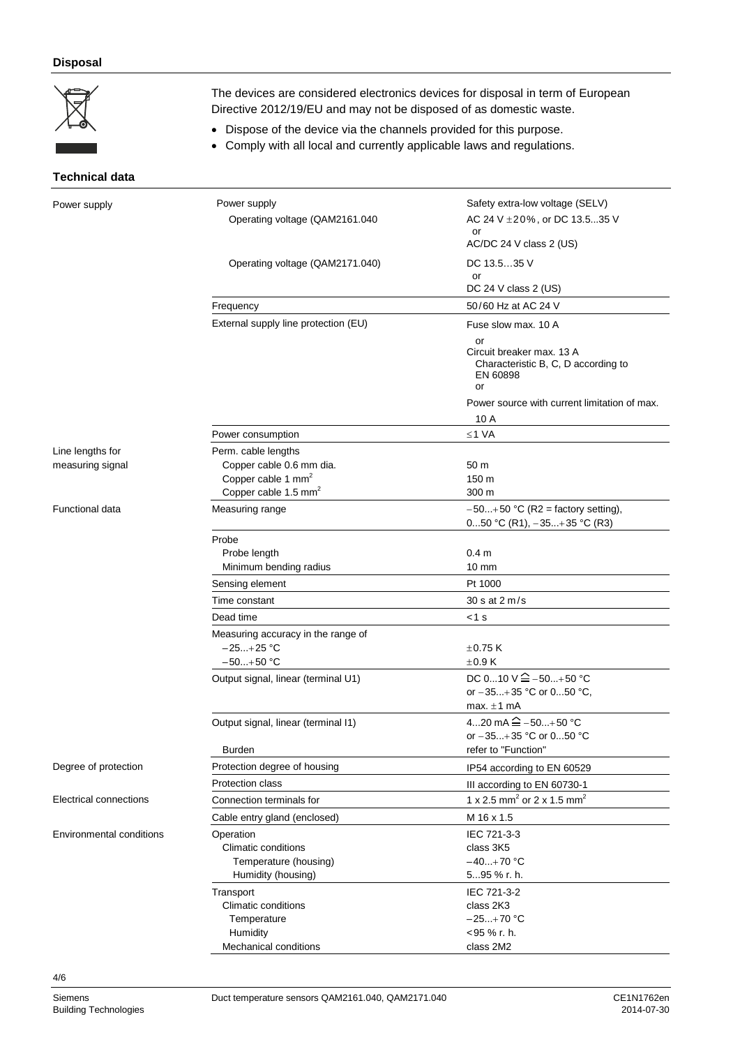## Disposal

The devices are considered electronics devices for disposal in term of European Directive 2012/19/EU and may not be disposed of as domestic waste.

- Dispose of the device via the channels provided for this purpose.
- Comply with all local and currently applicable laws and regulations.

## Technical data

| | | |
|---|---|---|
| Power supply | Power supply | Safety extra-low voltage (SELV) |
| | Operating voltage (QAM2161.040 | AC 24 V ±20%, or DC 13.5...35 V<br>or<br>AC/DC 24 V class 2 (US) |
| | Operating voltage (QAM2171.040) | DC 13.5…35 V<br>or<br>DC 24 V class 2 (US) |
| | Frequency | 50/60 Hz at AC 24 V |
| | External supply line protection (EU) | Fuse slow max. 10 A<br>or<br>Circuit breaker max. 13 A<br>Characteristic B, C, D according to EN 60898<br>or<br>Power source with current limitation of max. 10 A |
| | Power consumption | ≤1 VA |
| Line lengths for measuring signal | Perm. cable lengths | |
| | Copper cable 0.6 mm dia. | 50 m |
| | Copper cable 1 mm² | 150 m |
| | Copper cable 1.5 mm² | 300 m |
| Functional data | Measuring range | −50...+50 °C (R2 = factory setting),<br>0...50 °C (R1), −35...+35 °C (R3) |
| | Probe | |
| | Probe length | 0.4 m |
| | Minimum bending radius | 10 mm |
| | Sensing element | Pt 1000 |
| | Time constant | 30 s at 2 m/s |
| | Dead time | <1 s |
| | Measuring accuracy in the range of | |
| | −25...+25 °C | ±0.75 K |
| | −50...+50 °C | ±0.9 K |
| | Output signal, linear (terminal U1) | DC 0...10 V ≙ −50...+50 °C<br>or −35...+35 °C or 0...50 °C,<br>max. ±1 mA |
| | Output signal, linear (terminal I1) | 4...20 mA ≙ −50...+50 °C<br>or −35...+35 °C or 0...50 °C |
| | Burden | refer to "Function" |
| Degree of protection | Protection degree of housing | IP54 according to EN 60529 |
| | Protection class | III according to EN 60730-1 |
| Electrical connections | Connection terminals for | 1 x 2.5 mm² or 2 x 1.5 mm² |
| | Cable entry gland (enclosed) | M 16 x 1.5 |
| Environmental conditions | Operation | IEC 721-3-3 |
| | Climatic conditions | class 3K5 |
| | Temperature (housing) | −40...+70 °C |
| | Humidity (housing) | 5...95 % r. h. |
| | Transport | IEC 721-3-2 |
| | Climatic conditions | class 2K3 |
| | Temperature | −25...+70 °C |
| | Humidity | <95 % r. h. |
| | Mechanical conditions | class 2M2 |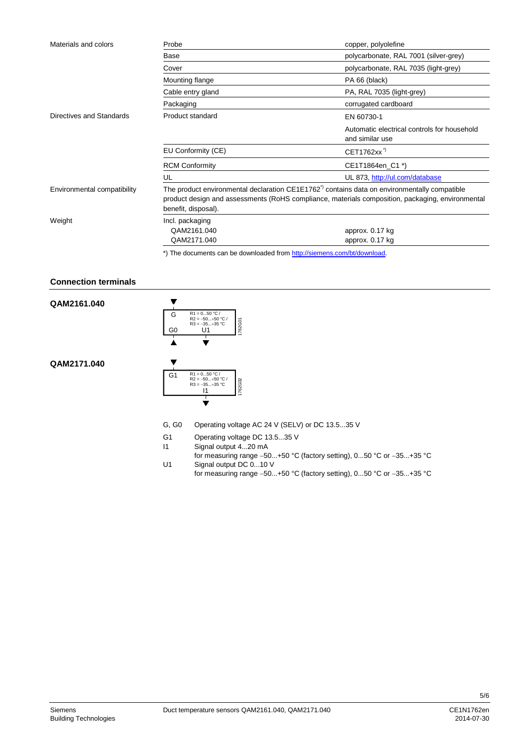| | | |
|---|---|---|
| Materials and colors | Probe | copper, polyolefine |
| | Base | polycarbonate, RAL 7001 (silver-grey) |
| | Cover | polycarbonate, RAL 7035 (light-grey) |
| | Mounting flange | PA 66 (black) |
| | Cable entry gland | PA, RAL 7035 (light-grey) |
| | Packaging | corrugated cardboard |
| Directives and Standards | Product standard | EN 60730-1<br>Automatic electrical controls for household and similar use |
| | EU Conformity (CE) | CET1762xx *) |
| | RCM Conformity | CE1T1864en_C1 *) |
| | UL | UL 873, http://ul.com/database |
| Environmental compatibility | The product environmental declaration CE1E1762 *) contains data on environmentally compatible product design and assessments (RoHS compliance, materials composition, packaging, environmental benefit, disposal). | |
| Weight | Incl. packaging<br>QAM2161.040<br>QAM2171.040 | <br>approx. 0.17 kg<br>approx. 0.17 kg |

*) The documents can be downloaded from http://siemens.com/bt/download.

## Connection terminals

**QAM2161.040**

G, G0, U1 — R1 = 0...50 °C / R2 = −50...+50 °C / R3 = −35...+35 °C (1762G01)

**QAM2171.040**

G1, I1 — R1 = 0...50 °C / R2 = −50...+50 °C / R3 = −35...+35 °C (1762G02)

| | |
|---|---|
| G, G0 | Operating voltage AC 24 V (SELV) or DC 13.5...35 V |
| G1 | Operating voltage DC 13.5...35 V |
| I1 | Signal output 4...20 mA<br>for measuring range −50...+50 °C (factory setting), 0...50 °C or −35...+35 °C |
| U1 | Signal output DC 0...10 V<br>for measuring range −50...+50 °C (factory setting), 0...50 °C or −35...+35 °C |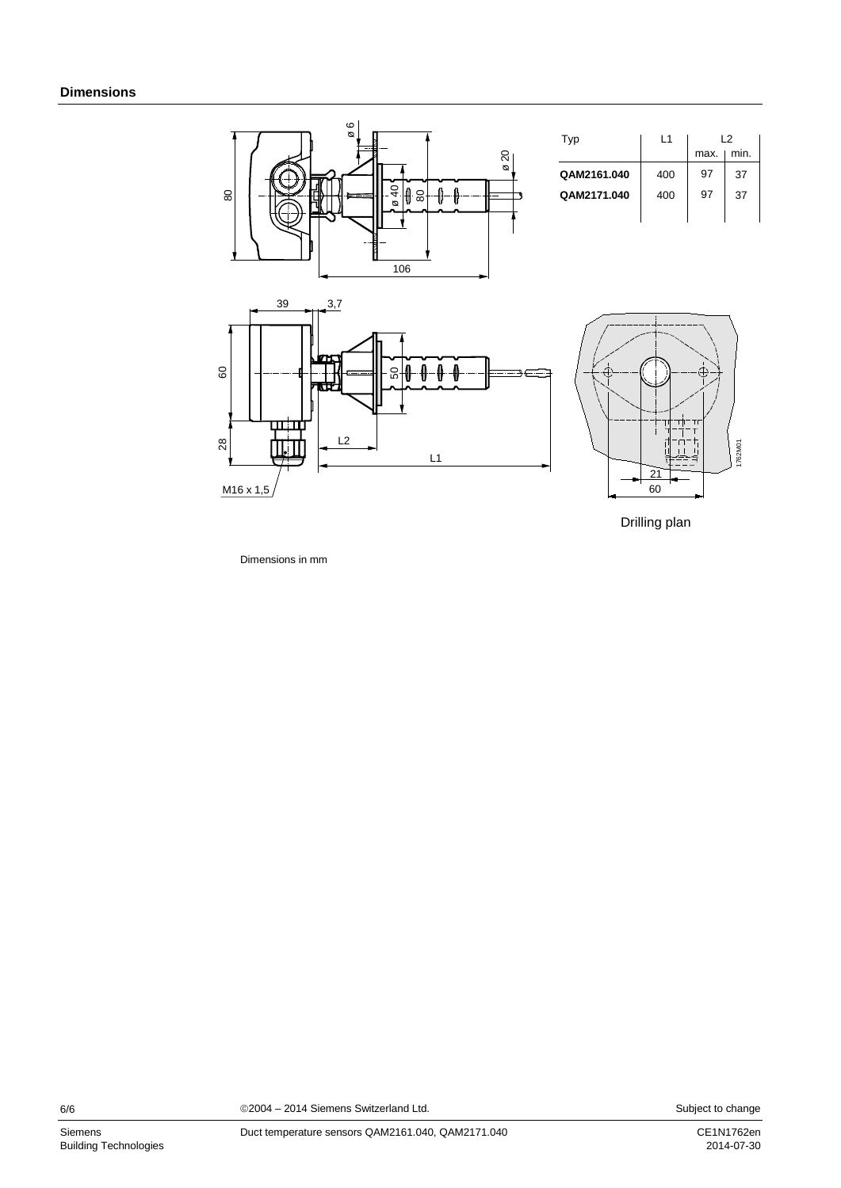## Dimensions

| Typ | L1 | L2 | |
|---|---|---|---|
| | | max. | min. |
| **QAM2161.040** | 400 | 97 | 37 |
| **QAM2171.040** | 400 | 97 | 37 |

ø 6
ø 20
ø 40
80
80
106
39
3,7
60
50
28
L2
L1
M16 x 1,5
21
60
1762M01

Drilling plan

Dimensions in mm